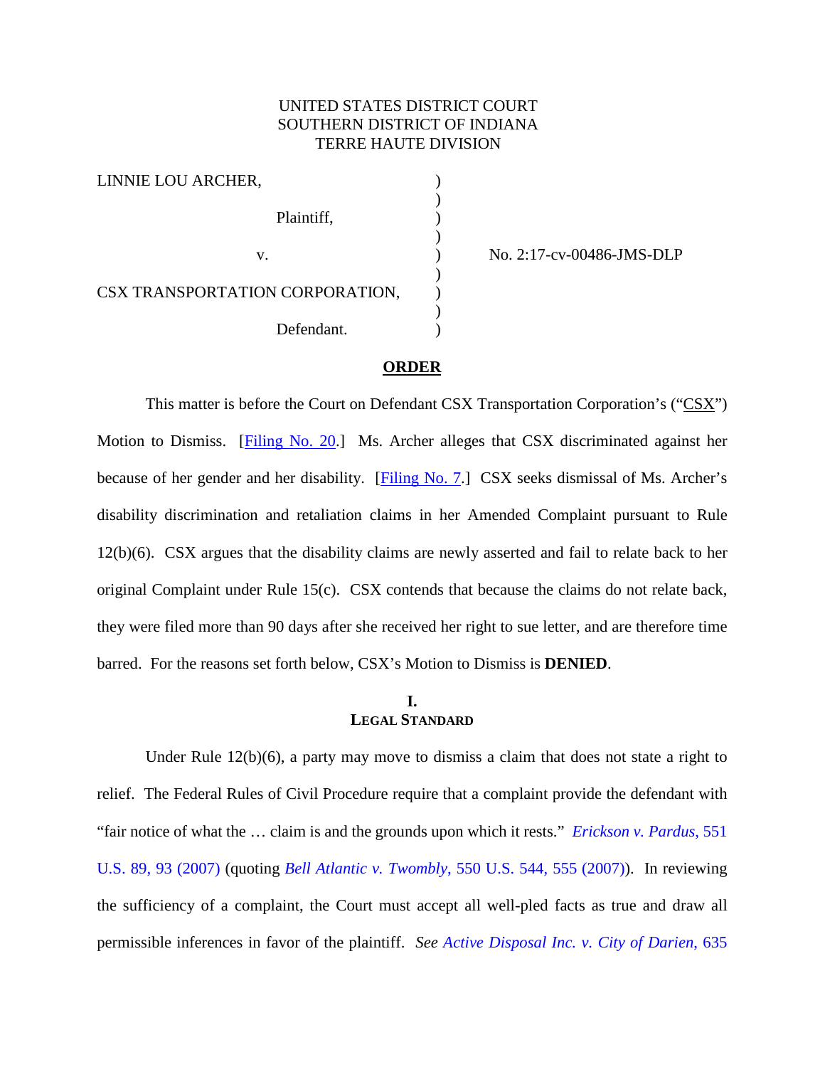UNITED STATES DISTRICT COURT
SOUTHERN DISTRICT OF INDIANA
TERRE HAUTE DIVISION

| | | |
|---|---|---|
| LINNIE LOU ARCHER, | ) | |
| | ) | |
| Plaintiff, | ) | |
| | ) | |
| v. | ) | No. 2:17-cv-00486-JMS-DLP |
| | ) | |
| CSX TRANSPORTATION CORPORATION, | ) | |
| | ) | |
| Defendant. | ) | |

## **ORDER**

This matter is before the Court on Defendant CSX Transportation Corporation's ("CSX") Motion to Dismiss. [Filing No. 20.] Ms. Archer alleges that CSX discriminated against her because of her gender and her disability. [Filing No. 7.] CSX seeks dismissal of Ms. Archer's disability discrimination and retaliation claims in her Amended Complaint pursuant to Rule 12(b)(6). CSX argues that the disability claims are newly asserted and fail to relate back to her original Complaint under Rule 15(c). CSX contends that because the claims do not relate back, they were filed more than 90 days after she received her right to sue letter, and are therefore time barred. For the reasons set forth below, CSX's Motion to Dismiss is **DENIED**.

## I. LEGAL STANDARD

Under Rule 12(b)(6), a party may move to dismiss a claim that does not state a right to relief. The Federal Rules of Civil Procedure require that a complaint provide the defendant with "fair notice of what the … claim is and the grounds upon which it rests." *Erickson v. Pardus*, 551 U.S. 89, 93 (2007) (quoting *Bell Atlantic v. Twombly*, 550 U.S. 544, 555 (2007)). In reviewing the sufficiency of a complaint, the Court must accept all well-pled facts as true and draw all permissible inferences in favor of the plaintiff. *See Active Disposal Inc. v. City of Darien*, 635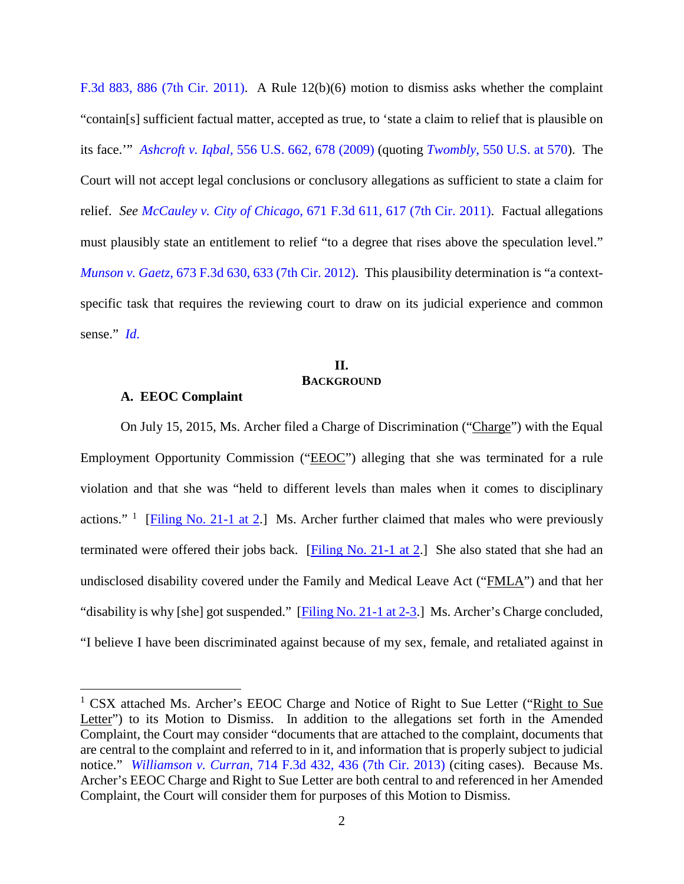F.3d 883, 886 (7th Cir. 2011). A Rule 12(b)(6) motion to dismiss asks whether the complaint "contain[s] sufficient factual matter, accepted as true, to 'state a claim to relief that is plausible on its face.'" *Ashcroft v. Iqbal*, 556 U.S. 662, 678 (2009) (quoting *Twombly*, 550 U.S. at 570). The Court will not accept legal conclusions or conclusory allegations as sufficient to state a claim for relief. *See McCauley v. City of Chicago*, 671 F.3d 611, 617 (7th Cir. 2011). Factual allegations must plausibly state an entitlement to relief "to a degree that rises above the speculation level." *Munson v. Gaetz*, 673 F.3d 630, 633 (7th Cir. 2012). This plausibility determination is "a context-specific task that requires the reviewing court to draw on its judicial experience and common sense." *Id.*

## II.
## BACKGROUND

### A. EEOC Complaint

On July 15, 2015, Ms. Archer filed a Charge of Discrimination ("Charge") with the Equal Employment Opportunity Commission ("EEOC") alleging that she was terminated for a rule violation and that she was "held to different levels than males when it comes to disciplinary actions." [1] [Filing No. 21-1 at 2.] Ms. Archer further claimed that males who were previously terminated were offered their jobs back. [Filing No. 21-1 at 2.] She also stated that she had an undisclosed disability covered under the Family and Medical Leave Act ("FMLA") and that her "disability is why [she] got suspended." [Filing No. 21-1 at 2-3.] Ms. Archer's Charge concluded, "I believe I have been discriminated against because of my sex, female, and retaliated against in

---

[1] CSX attached Ms. Archer's EEOC Charge and Notice of Right to Sue Letter ("Right to Sue Letter") to its Motion to Dismiss. In addition to the allegations set forth in the Amended Complaint, the Court may consider "documents that are attached to the complaint, documents that are central to the complaint and referred to in it, and information that is properly subject to judicial notice." *Williamson v. Curran*, 714 F.3d 432, 436 (7th Cir. 2013) (citing cases). Because Ms. Archer's EEOC Charge and Right to Sue Letter are both central to and referenced in her Amended Complaint, the Court will consider them for purposes of this Motion to Dismiss.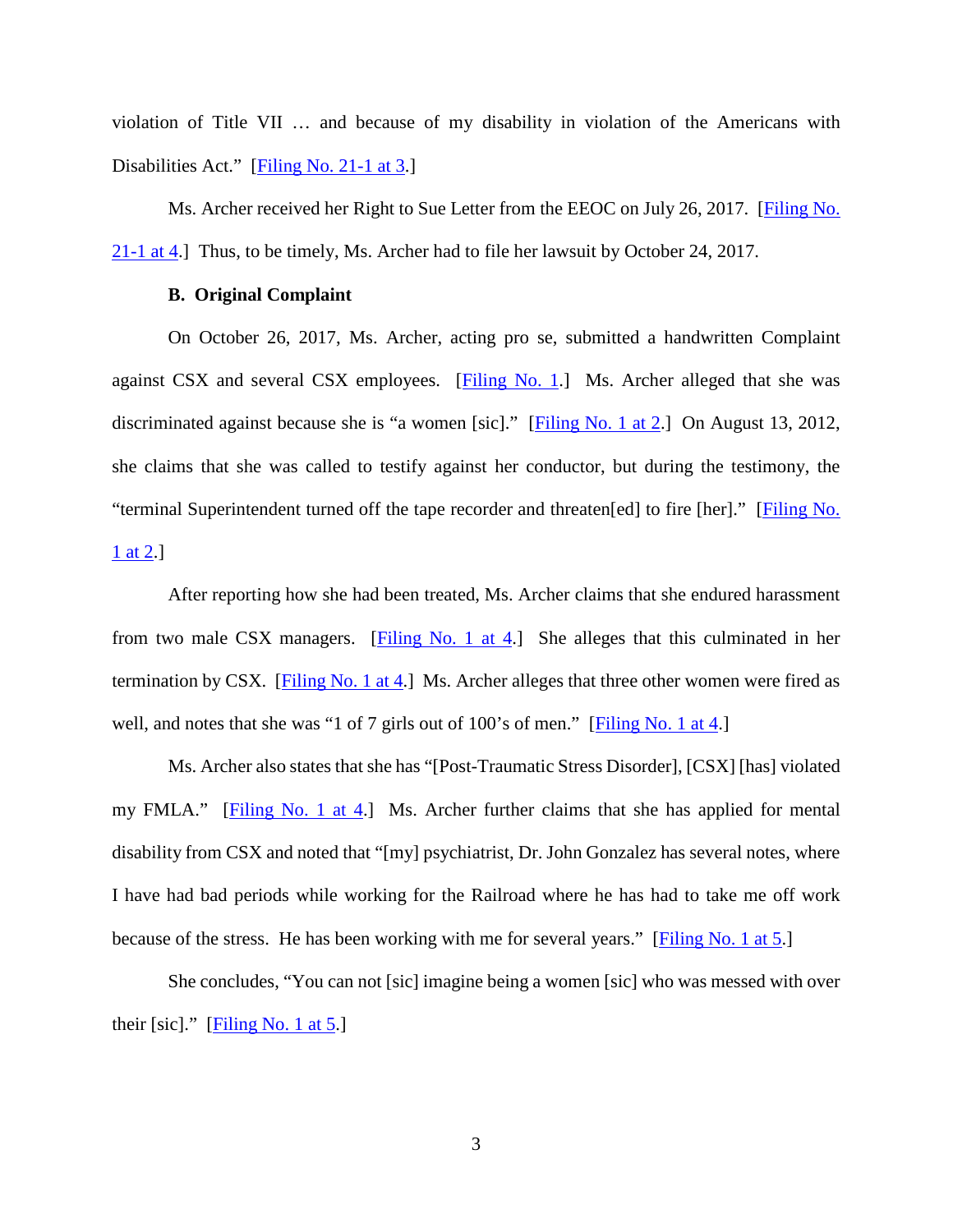violation of Title VII … and because of my disability in violation of the Americans with Disabilities Act." [Filing No. 21-1 at 3.]

Ms. Archer received her Right to Sue Letter from the EEOC on July 26, 2017. [Filing No. 21-1 at 4.] Thus, to be timely, Ms. Archer had to file her lawsuit by October 24, 2017.

### B. Original Complaint

On October 26, 2017, Ms. Archer, acting pro se, submitted a handwritten Complaint against CSX and several CSX employees. [Filing No. 1.] Ms. Archer alleged that she was discriminated against because she is "a women [sic]." [Filing No. 1 at 2.] On August 13, 2012, she claims that she was called to testify against her conductor, but during the testimony, the "terminal Superintendent turned off the tape recorder and threaten[ed] to fire [her]." [Filing No. 1 at 2.]

After reporting how she had been treated, Ms. Archer claims that she endured harassment from two male CSX managers. [Filing No. 1 at 4.] She alleges that this culminated in her termination by CSX. [Filing No. 1 at 4.] Ms. Archer alleges that three other women were fired as well, and notes that she was "1 of 7 girls out of 100's of men." [Filing No. 1 at 4.]

Ms. Archer also states that she has "[Post-Traumatic Stress Disorder], [CSX] [has] violated my FMLA." [Filing No. 1 at 4.] Ms. Archer further claims that she has applied for mental disability from CSX and noted that "[my] psychiatrist, Dr. John Gonzalez has several notes, where I have had bad periods while working for the Railroad where he has had to take me off work because of the stress. He has been working with me for several years." [Filing No. 1 at 5.]

She concludes, "You can not [sic] imagine being a women [sic] who was messed with over their [sic]." [Filing No. 1 at 5.]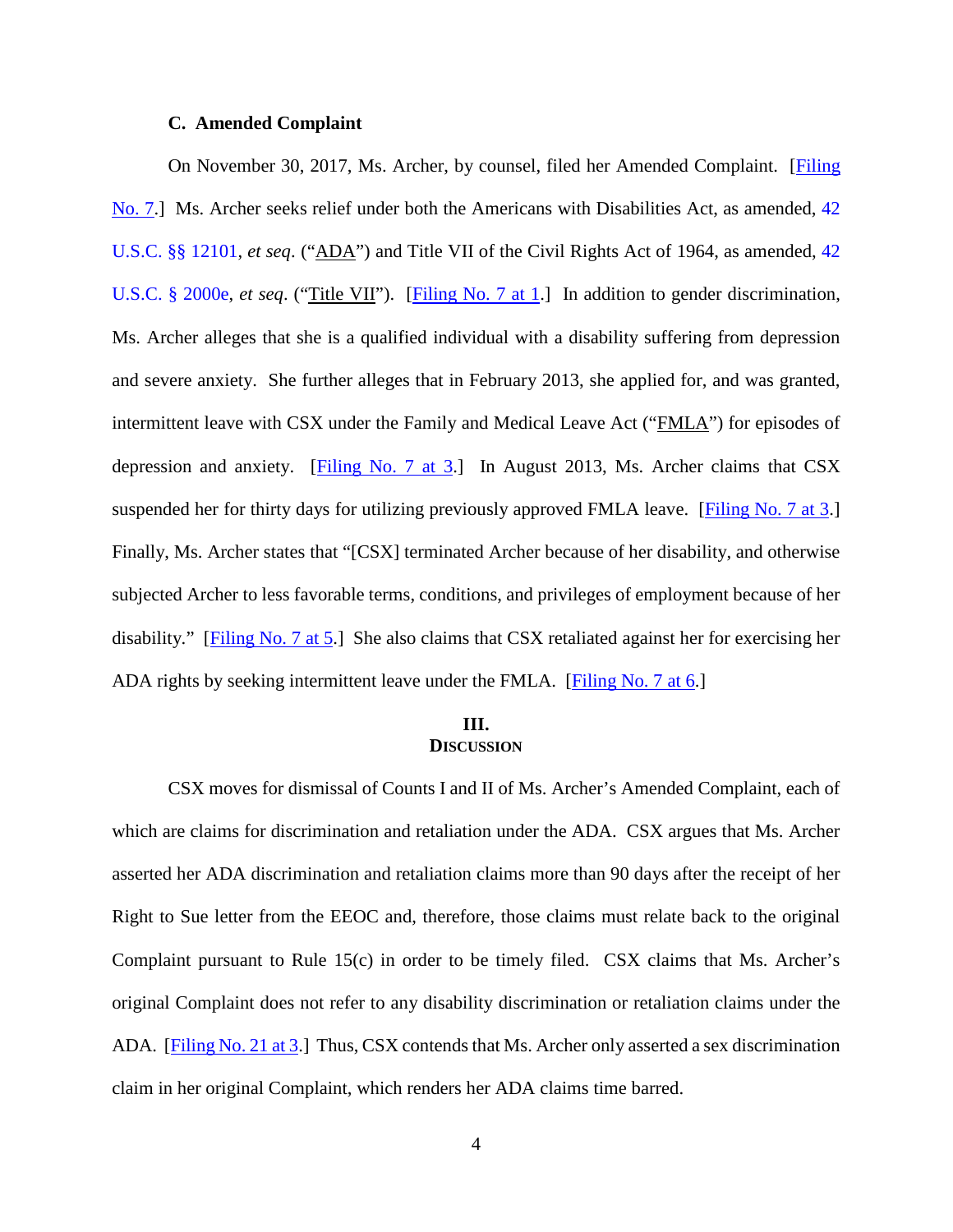### C. Amended Complaint

On November 30, 2017, Ms. Archer, by counsel, filed her Amended Complaint. [Filing No. 7.] Ms. Archer seeks relief under both the Americans with Disabilities Act, as amended, 42 U.S.C. §§ 12101, *et seq*. ("ADA") and Title VII of the Civil Rights Act of 1964, as amended, 42 U.S.C. § 2000e, *et seq*. ("Title VII"). [Filing No. 7 at 1.] In addition to gender discrimination, Ms. Archer alleges that she is a qualified individual with a disability suffering from depression and severe anxiety. She further alleges that in February 2013, she applied for, and was granted, intermittent leave with CSX under the Family and Medical Leave Act ("FMLA") for episodes of depression and anxiety. [Filing No. 7 at 3.] In August 2013, Ms. Archer claims that CSX suspended her for thirty days for utilizing previously approved FMLA leave. [Filing No. 7 at 3.] Finally, Ms. Archer states that "[CSX] terminated Archer because of her disability, and otherwise subjected Archer to less favorable terms, conditions, and privileges of employment because of her disability." [Filing No. 7 at 5.] She also claims that CSX retaliated against her for exercising her ADA rights by seeking intermittent leave under the FMLA. [Filing No. 7 at 6.]

## III.
## Discussion

CSX moves for dismissal of Counts I and II of Ms. Archer's Amended Complaint, each of which are claims for discrimination and retaliation under the ADA. CSX argues that Ms. Archer asserted her ADA discrimination and retaliation claims more than 90 days after the receipt of her Right to Sue letter from the EEOC and, therefore, those claims must relate back to the original Complaint pursuant to Rule 15(c) in order to be timely filed. CSX claims that Ms. Archer's original Complaint does not refer to any disability discrimination or retaliation claims under the ADA. [Filing No. 21 at 3.] Thus, CSX contends that Ms. Archer only asserted a sex discrimination claim in her original Complaint, which renders her ADA claims time barred.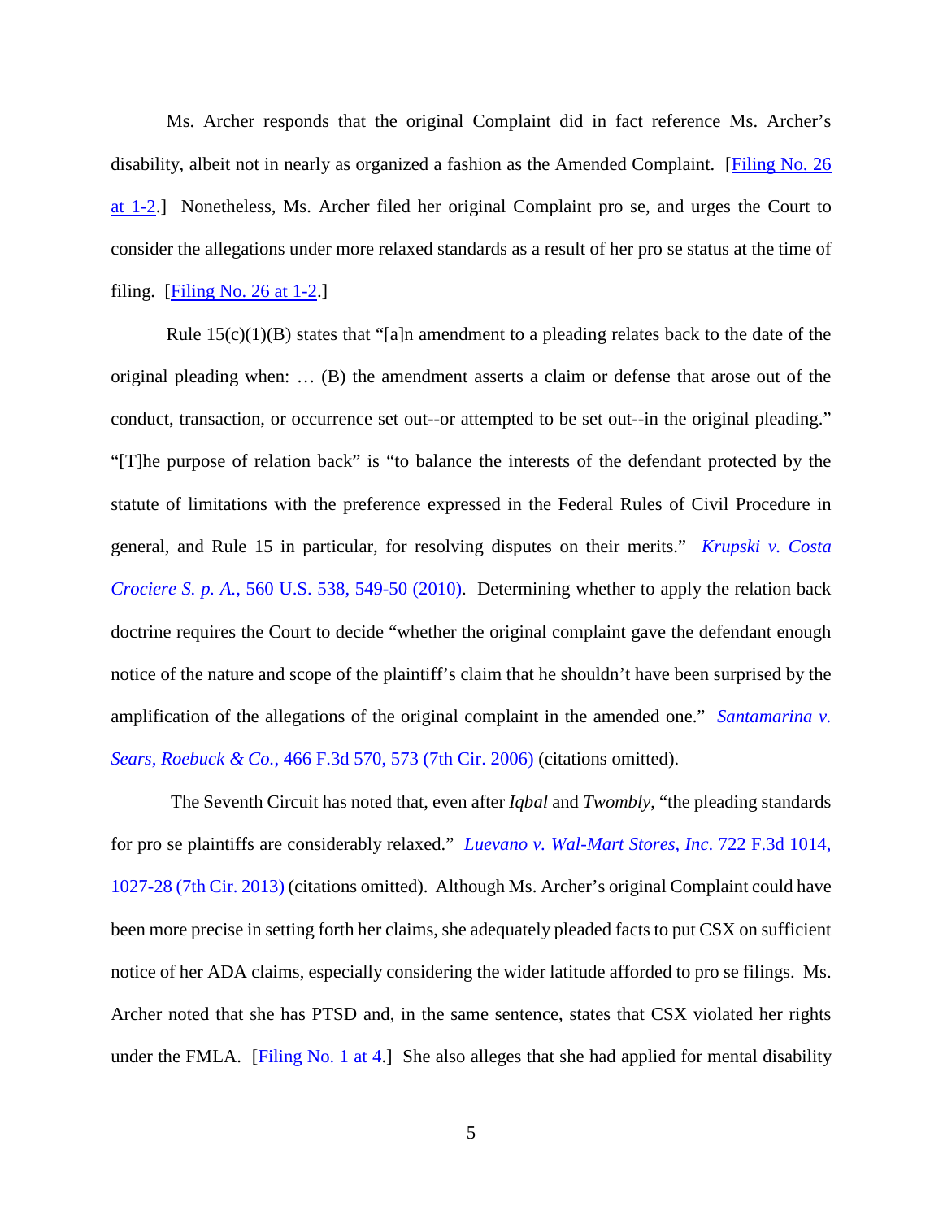Ms. Archer responds that the original Complaint did in fact reference Ms. Archer's disability, albeit not in nearly as organized a fashion as the Amended Complaint. [Filing No. 26 at 1-2.] Nonetheless, Ms. Archer filed her original Complaint pro se, and urges the Court to consider the allegations under more relaxed standards as a result of her pro se status at the time of filing. [Filing No. 26 at 1-2.]

Rule 15(c)(1)(B) states that "[a]n amendment to a pleading relates back to the date of the original pleading when: … (B) the amendment asserts a claim or defense that arose out of the conduct, transaction, or occurrence set out--or attempted to be set out--in the original pleading." "[T]he purpose of relation back" is "to balance the interests of the defendant protected by the statute of limitations with the preference expressed in the Federal Rules of Civil Procedure in general, and Rule 15 in particular, for resolving disputes on their merits." *Krupski v. Costa Crociere S. p. A.*, 560 U.S. 538, 549-50 (2010). Determining whether to apply the relation back doctrine requires the Court to decide "whether the original complaint gave the defendant enough notice of the nature and scope of the plaintiff's claim that he shouldn't have been surprised by the amplification of the allegations of the original complaint in the amended one." *Santamarina v. Sears, Roebuck & Co.*, 466 F.3d 570, 573 (7th Cir. 2006) (citations omitted).

The Seventh Circuit has noted that, even after *Iqbal* and *Twombly*, "the pleading standards for pro se plaintiffs are considerably relaxed." *Luevano v. Wal-Mart Stores, Inc.* 722 F.3d 1014, 1027-28 (7th Cir. 2013) (citations omitted). Although Ms. Archer's original Complaint could have been more precise in setting forth her claims, she adequately pleaded facts to put CSX on sufficient notice of her ADA claims, especially considering the wider latitude afforded to pro se filings. Ms. Archer noted that she has PTSD and, in the same sentence, states that CSX violated her rights under the FMLA. [Filing No. 1 at 4.] She also alleges that she had applied for mental disability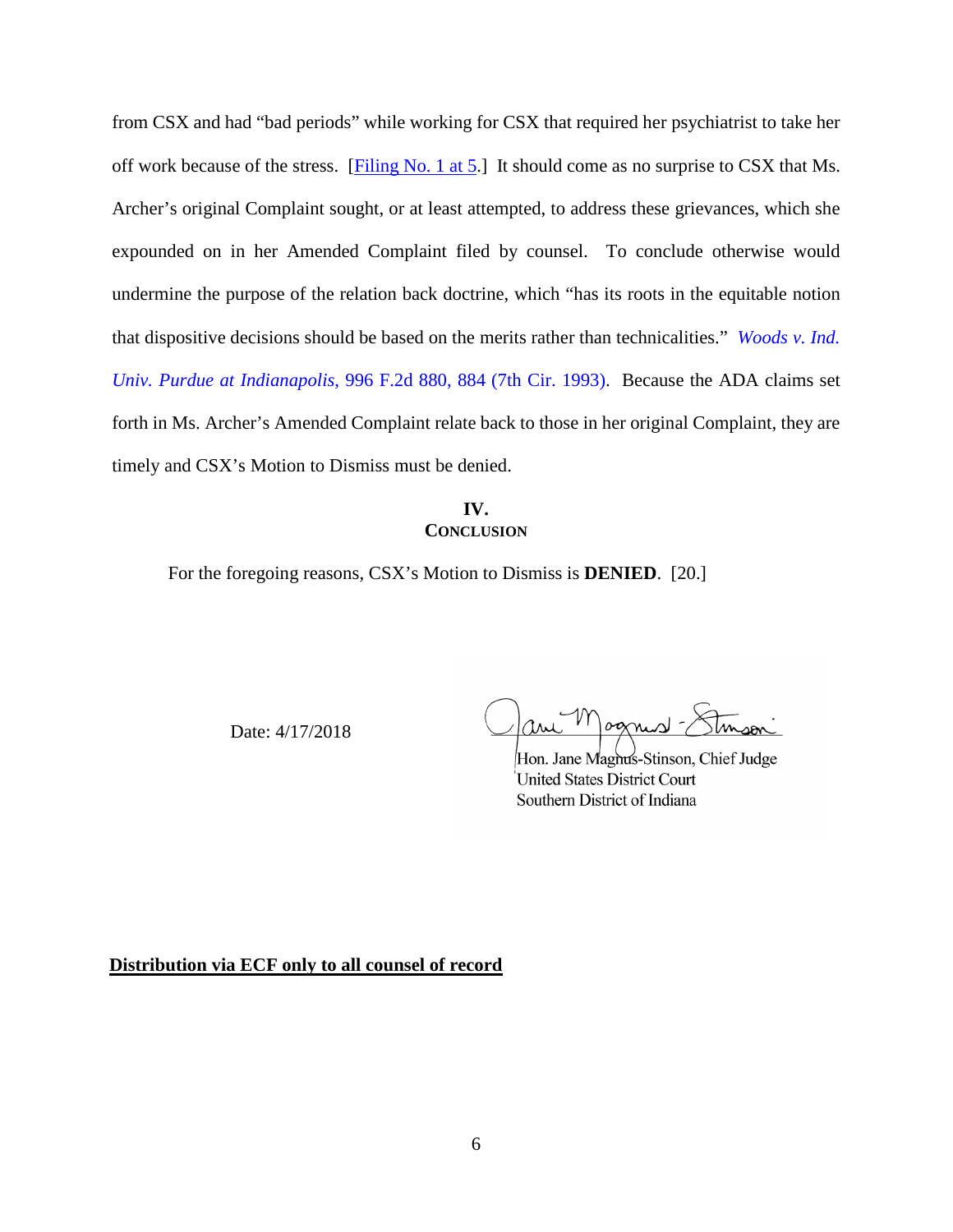from CSX and had "bad periods" while working for CSX that required her psychiatrist to take her off work because of the stress. [Filing No. 1 at 5.] It should come as no surprise to CSX that Ms. Archer's original Complaint sought, or at least attempted, to address these grievances, which she expounded on in her Amended Complaint filed by counsel. To conclude otherwise would undermine the purpose of the relation back doctrine, which "has its roots in the equitable notion that dispositive decisions should be based on the merits rather than technicalities." *Woods v. Ind. Univ. Purdue at Indianapolis*, 996 F.2d 880, 884 (7th Cir. 1993). Because the ADA claims set forth in Ms. Archer's Amended Complaint relate back to those in her original Complaint, they are timely and CSX's Motion to Dismiss must be denied.

## IV. CONCLUSION

For the foregoing reasons, CSX's Motion to Dismiss is **DENIED**. [20.]

Date: 4/17/2018

Hon. Jane Magnus-Stinson, Chief Judge
United States District Court
Southern District of Indiana

**Distribution via ECF only to all counsel of record**